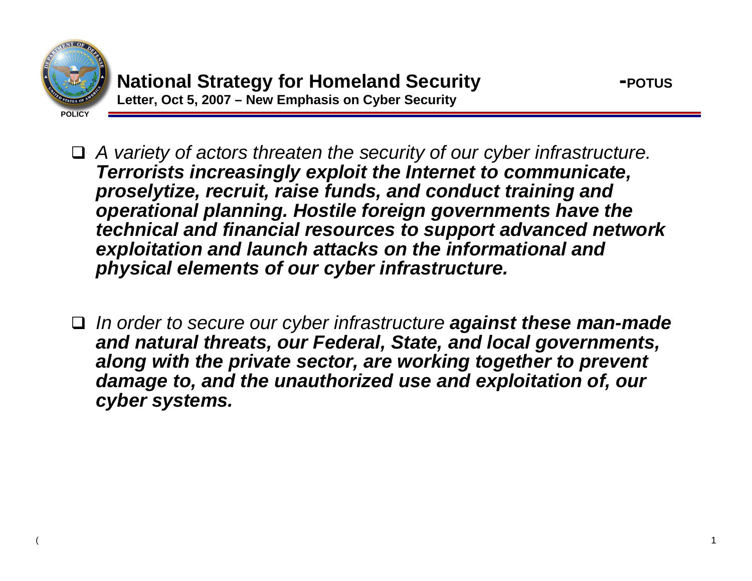## National Strategy for Homeland Security -POTUS

**Letter, Oct 5, 2007 – New Emphasis on Cyber Security**

- *A variety of actors threaten the security of our cyber infrastructure.* ***Terrorists increasingly exploit the Internet to communicate, proselytize, recruit, raise funds, and conduct training and operational planning. Hostile foreign governments have the technical and financial resources to support advanced network exploitation and launch attacks on the informational and physical elements of our cyber infrastructure.***

- *In order to secure our cyber infrastructure* ***against these man-made and natural threats, our Federal, State, and local governments, along with the private sector, are working together to prevent damage to, and the unauthorized use and exploitation of, our cyber systems.***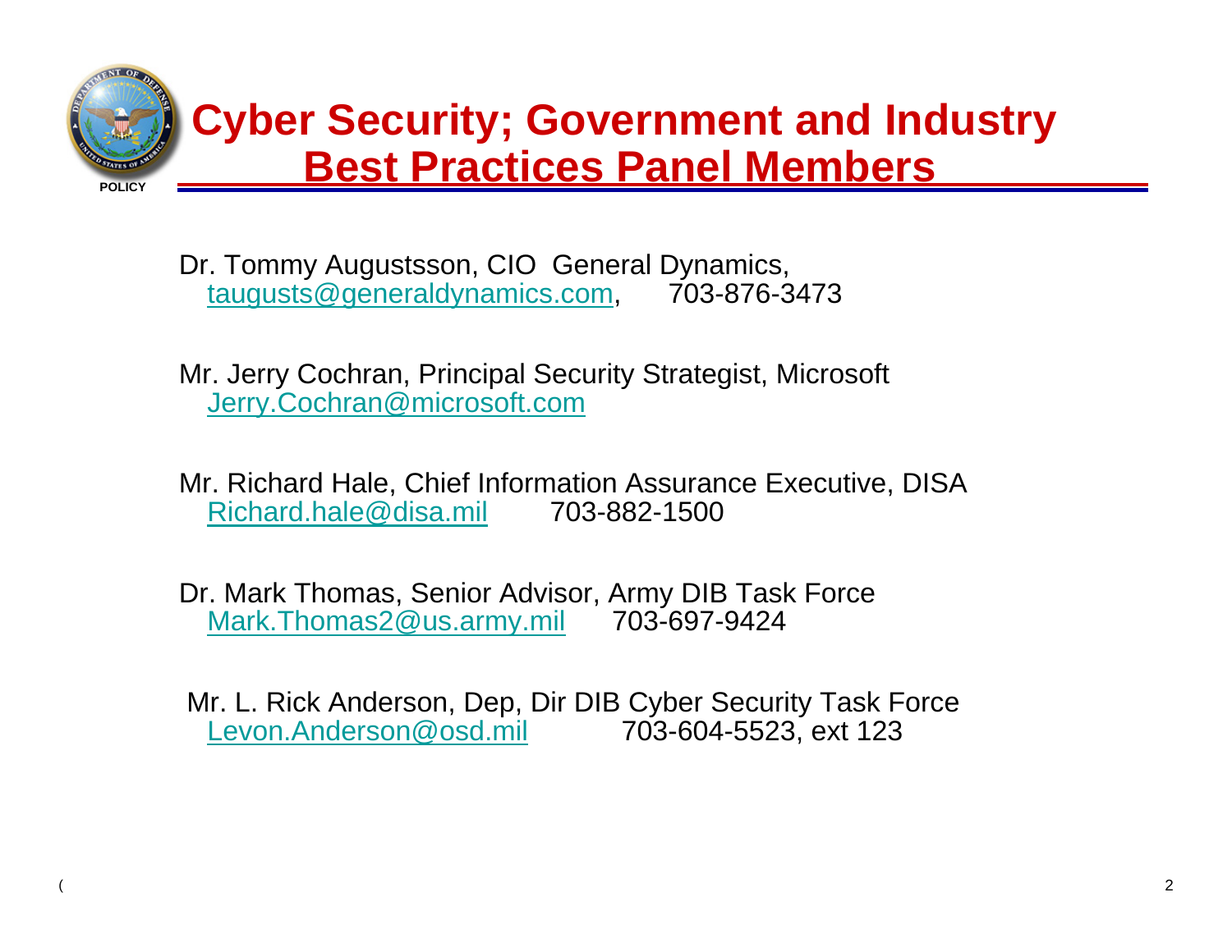# Cyber Security; Government and Industry Best Practices Panel Members

Dr. Tommy Augustsson, CIO General Dynamics,
taugusts@generaldynamics.com, 703-876-3473

Mr. Jerry Cochran, Principal Security Strategist, Microsoft
Jerry.Cochran@microsoft.com

Mr. Richard Hale, Chief Information Assurance Executive, DISA
Richard.hale@disa.mil 703-882-1500

Dr. Mark Thomas, Senior Advisor, Army DIB Task Force
Mark.Thomas2@us.army.mil 703-697-9424

Mr. L. Rick Anderson, Dep, Dir DIB Cyber Security Task Force
Levon.Anderson@osd.mil 703-604-5523, ext 123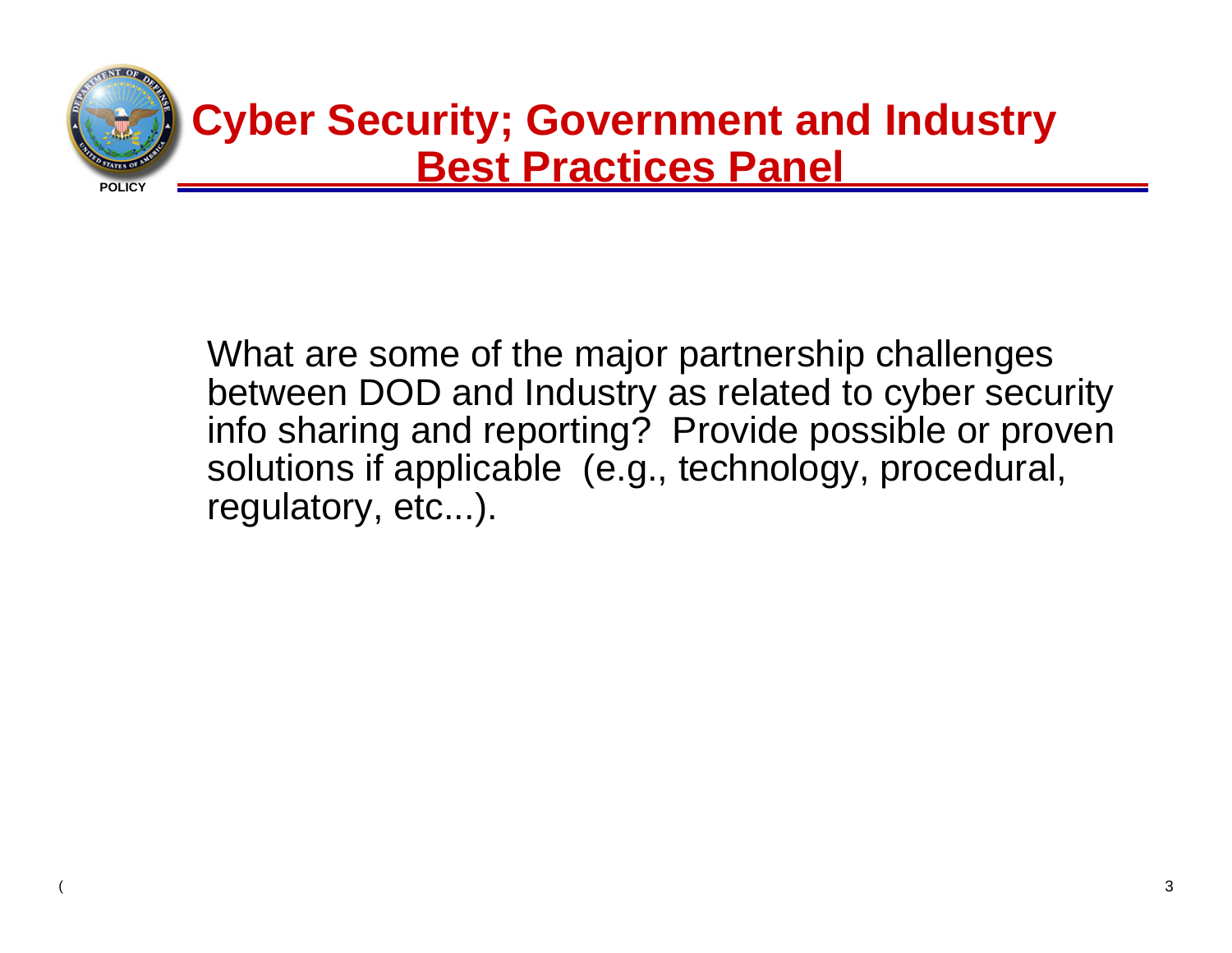# Cyber Security; Government and Industry Best Practices Panel

What are some of the major partnership challenges between DOD and Industry as related to cyber security info sharing and reporting? Provide possible or proven solutions if applicable (e.g., technology, procedural, regulatory, etc...).